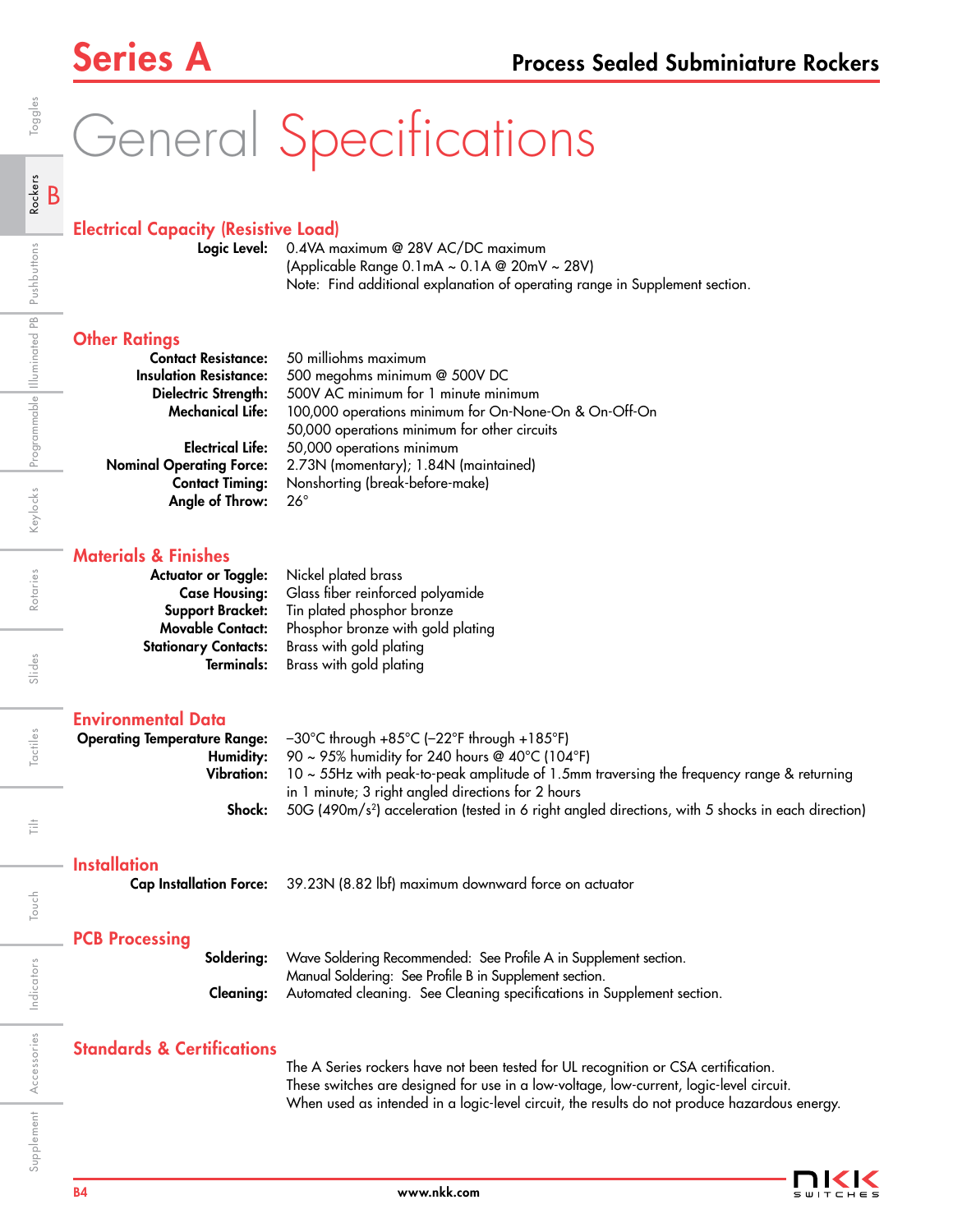# General Specifications

## Electrical Capacity (Resistive Load)

**Logic Level:** 0.4VA maximum @ 28V AC/DC maximum
(Applicable Range 0.1mA ~ 0.1A @ 20mV ~ 28V)
Note: Find additional explanation of operating range in Supplement section.

## Other Ratings

**Contact Resistance:** 50 milliohms maximum
**Insulation Resistance:** 500 megohms minimum @ 500V DC
**Dielectric Strength:** 500V AC minimum for 1 minute minimum
**Mechanical Life:** 100,000 operations minimum for On-None-On & On-Off-On
50,000 operations minimum for other circuits
**Electrical Life:** 50,000 operations minimum
**Nominal Operating Force:** 2.73N (momentary); 1.84N (maintained)
**Contact Timing:** Nonshorting (break-before-make)
**Angle of Throw:** 26°

## Materials & Finishes

**Actuator or Toggle:** Nickel plated brass
**Case Housing:** Glass fiber reinforced polyamide
**Support Bracket:** Tin plated phosphor bronze
**Movable Contact:** Phosphor bronze with gold plating
**Stationary Contacts:** Brass with gold plating
**Terminals:** Brass with gold plating

## Environmental Data

**Operating Temperature Range:** –30°C through +85°C (–22°F through +185°F)
**Humidity:** 90 ~ 95% humidity for 240 hours @ 40°C (104°F)
**Vibration:** 10 ~ 55Hz with peak-to-peak amplitude of 1.5mm traversing the frequency range & returning in 1 minute; 3 right angled directions for 2 hours
**Shock:** 50G (490m/s$^2$) acceleration (tested in 6 right angled directions, with 5 shocks in each direction)

## Installation

**Cap Installation Force:** 39.23N (8.82 lbf) maximum downward force on actuator

## PCB Processing

**Soldering:** Wave Soldering Recommended: See Profile A in Supplement section.
Manual Soldering: See Profile B in Supplement section.
**Cleaning:** Automated cleaning. See Cleaning specifications in Supplement section.

## Standards & Certifications

The A Series rockers have not been tested for UL recognition or CSA certification.
These switches are designed for use in a low-voltage, low-current, logic-level circuit.
When used as intended in a logic-level circuit, the results do not produce hazardous energy.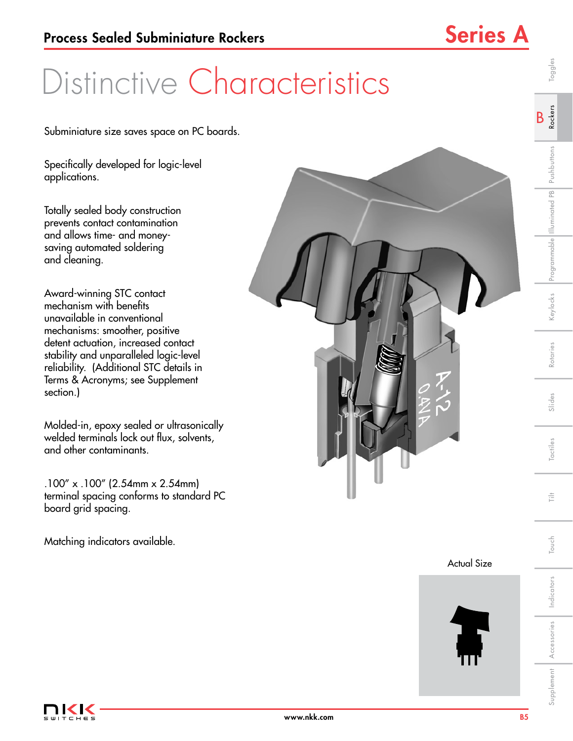# Distinctive Characteristics

Subminiature size saves space on PC boards.

Specifically developed for logic-level applications.

Totally sealed body construction prevents contact contamination and allows time- and money-saving automated soldering and cleaning.

Award-winning STC contact mechanism with benefits unavailable in conventional mechanisms: smoother, positive detent actuation, increased contact stability and unparalleled logic-level reliability. (Additional STC details in Terms & Acronyms; see Supplement section.)

Molded-in, epoxy sealed or ultrasonically welded terminals lock out flux, solvents, and other contaminants.

.100" x .100" (2.54mm x 2.54mm) terminal spacing conforms to standard PC board grid spacing.

Matching indicators available.

Actual Size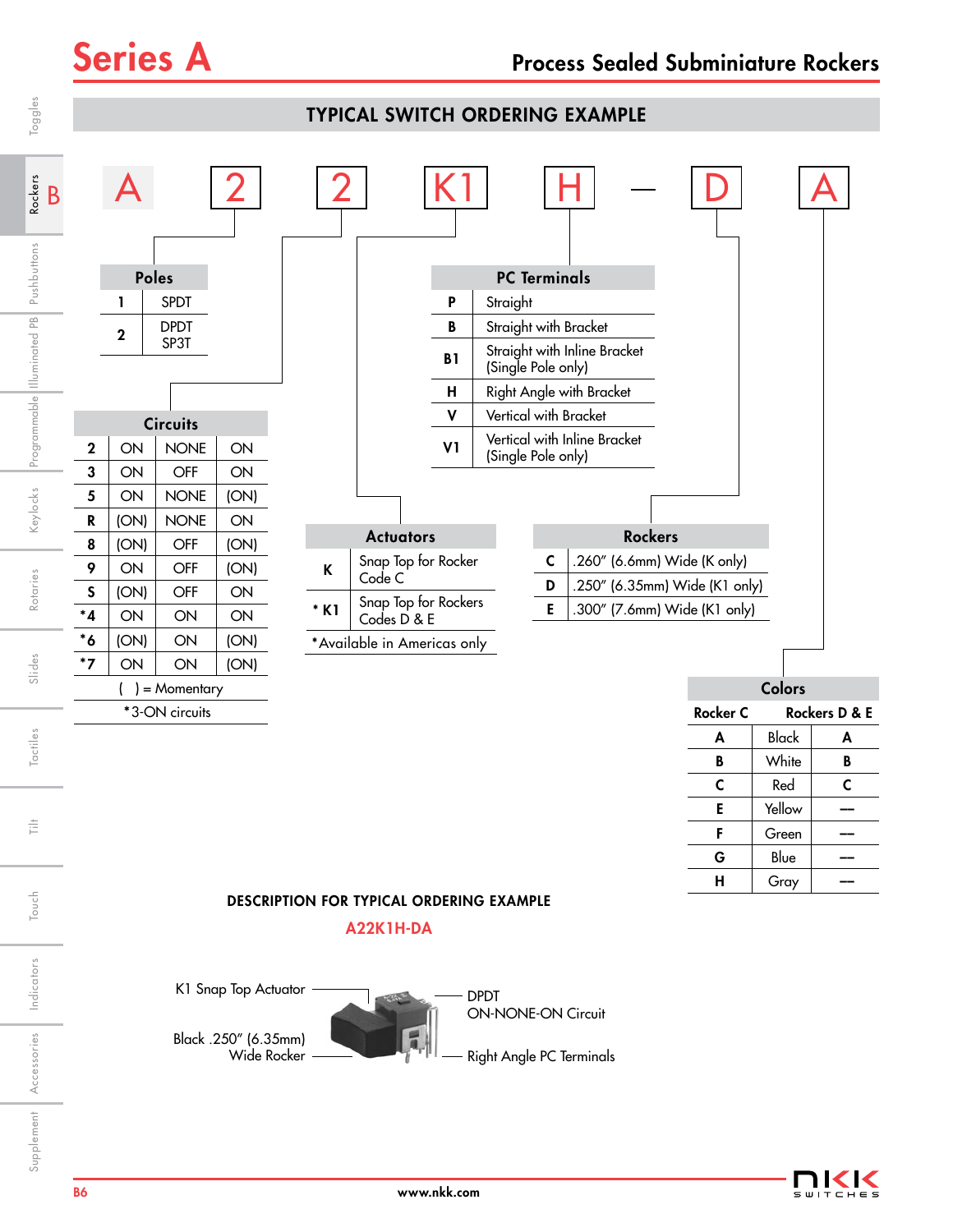# Series A

## Process Sealed Subminiature Rockers

### TYPICAL SWITCH ORDERING EXAMPLE

A | 2 | 2 | K1 | H — D | A

**Poles**

| | Poles |
|---|---|
| 1 | SPDT |
| 2 | DPDT SP3T |

**Circuits**

| | | | |
|---|---|---|---|
| 2 | ON | NONE | ON |
| 3 | ON | OFF | ON |
| 5 | ON | NONE | (ON) |
| R | (ON) | NONE | ON |
| 8 | (ON) | OFF | (ON) |
| 9 | ON | OFF | (ON) |
| S | (ON) | OFF | ON |
| *4 | ON | ON | ON |
| *6 | (ON) | ON | (ON) |
| *7 | ON | ON | (ON) |

( ) = Momentary

*3-ON circuits

**Actuators**

| | Actuators |
|---|---|
| K | Snap Top for Rocker Code C |
| * K1 | Snap Top for Rockers Codes D & E |

*Available in Americas only

**PC Terminals**

| | PC Terminals |
|---|---|
| P | Straight |
| B | Straight with Bracket |
| B1 | Straight with Inline Bracket (Single Pole only) |
| H | Right Angle with Bracket |
| V | Vertical with Bracket |
| V1 | Vertical with Inline Bracket (Single Pole only) |

**Rockers**

| | Rockers |
|---|---|
| C | .260″ (6.6mm) Wide (K only) |
| D | .250″ (6.35mm) Wide (K1 only) |
| E | .300″ (7.6mm) Wide (K1 only) |

**Colors**

| Rocker C | | Rockers D & E |
|---|---|---|
| A | Black | A |
| B | White | B |
| C | Red | C |
| E | Yellow | — |
| F | Green | — |
| G | Blue | — |
| H | Gray | — |

### DESCRIPTION FOR TYPICAL ORDERING EXAMPLE

**A22K1H-DA**

K1 Snap Top Actuator

Black .250″ (6.35mm) Wide Rocker

DPDT ON-NONE-ON Circuit

Right Angle PC Terminals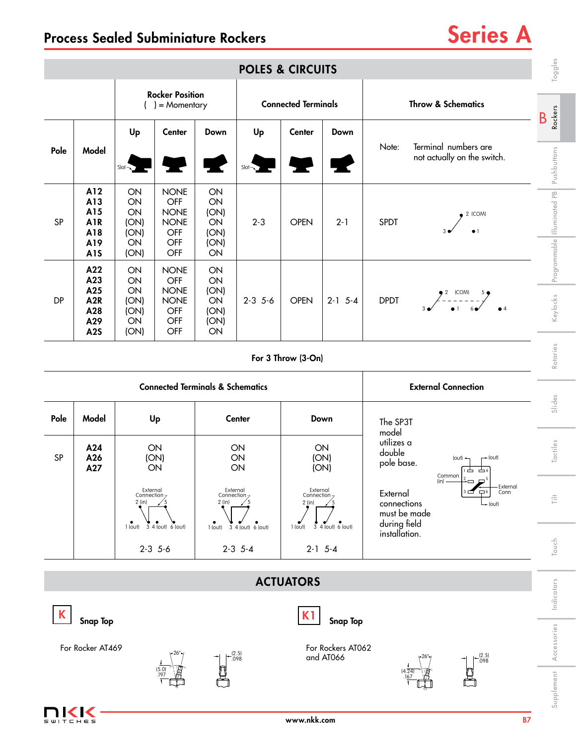## Process Sealed Subminiature Rockers

# Series A

## POLES & CIRCUITS

| Pole | Model | Rocker Position ( ) = Momentary Up | Center | Down | Connected Terminals Up | Center | Down | Throw & Schematics |
|---|---|---|---|---|---|---|---|---|
| SP | A12<br>A13<br>A15<br>A1R<br>A18<br>A19<br>A1S | ON<br>ON<br>ON<br>(ON)<br>(ON)<br>ON<br>(ON) | NONE<br>OFF<br>NONE<br>NONE<br>OFF<br>OFF<br>OFF | ON<br>ON<br>(ON)<br>ON<br>(ON)<br>(ON)<br>ON | 2-3 | OPEN | 2-1 | SPDT |
| DP | A22<br>A23<br>A25<br>A2R<br>A28<br>A29<br>A2S | ON<br>ON<br>ON<br>(ON)<br>(ON)<br>ON<br>(ON) | NONE<br>OFF<br>NONE<br>NONE<br>OFF<br>OFF<br>OFF | ON<br>ON<br>(ON)<br>ON<br>(ON)<br>(ON)<br>ON | 2-3 5-6 | OPEN | 2-1 5-4 | DPDT |

Note: Terminal numbers are not actually on the switch.

### For 3 Throw (3-On)

| Pole | Model | Connected Terminals & Schematics Up | Center | Down |
|---|---|---|---|---|
| SP | A24<br>A26<br>A27 | ON<br>(ON)<br>ON | ON<br>ON<br>ON | ON<br>(ON)<br>(ON) |
| | | 2-3 5-6 | 2-3 5-4 | 2-1 5-4 |

**External Connection**

The SP3T model utilizes a double pole base.

External connections must be made during field installation.

## ACTUATORS

**K** Snap Top

For Rocker AT469

**K1** Snap Top

For Rockers AT062 and AT066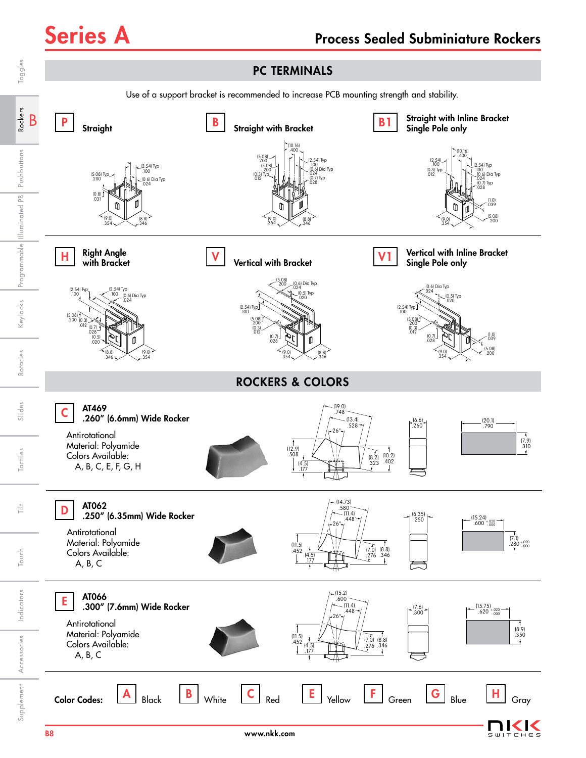# Series A — Process Sealed Subminiature Rockers

## PC TERMINALS

Use of a support bracket is recommended to increase PCB mounting strength and stability.

**P** Straight

(5.08) Typ .200 — (2.54) Typ .100 — (0.6) Dia Typ .024 — (0.8) .031 — (9.0) .354 — (8.8) .346

**B** Straight with Bracket

(10.16) .400 — (5.08) .200 — (5.08) .200 — (0.3) Typ .012 — (2.54) Typ .100 — (0.6) Dia Typ .024 — (0.7) Typ .028 — (9.0) .354 — (8.8) .346

**B1** Straight with Inline Bracket Single Pole only

(10.16) .400 — (2.54) .100 — (0.3) Typ .012 — (2.54) Typ .100 — (0.6) Dia Typ .024 — (0.7) Typ .028 — (1.0) .039 — (5.08) .200 — (9.0) .354

**H** Right Angle with Bracket

(2.54) Typ .100 — (2.54) Typ .100 — (0.6) Dia Typ .024 — (5.08) .200 — (0.3) .012 — (0.7) .028 — (0.5) .020 — (8.8) .346 — (9.0) .354

**V** Vertical with Bracket

(5.08) .200 — (0.6) Dia Typ .024 — (0.5) Typ .020 — (2.54) Typ .100 — (5.08) .200 — (0.3) .012 — (0.7) .028 — (9.0) .354 — (8.8) .346

**V1** Vertical with Inline Bracket Single Pole only

(0.6) Dia Typ .024 — (0.5) Typ .020 — (2.54) Typ .100 — (5.08) .200 — (0.3) .012 — (0.7) .028 — (1.0) .039 — (5.08) .200 — (9.0) .354

## ROCKERS & COLORS

**C** **AT469**
**.260" (6.6mm) Wide Rocker**

Antirotational
Material: Polyamide
Colors Available:
A, B, C, E, F, G, H

(19.0) .748 — (13.4) .528 — 26° — (12.9) .508 — (4.5) .177 — (8.2) .323 — (10.2) .402 — (6.6) .260 — (20.1) .790 — (7.9) .310

**D** **AT062**
**.250" (6.35mm) Wide Rocker**

Antirotational
Material: Polyamide
Colors Available:
A, B, C

(14.73) .580 — (11.4) .448 — 26° — (11.5) .452 — (4.5) .177 — (7.0) .276 — (8.8) .346 — (6.35) .250 — (15.24) .600 +.020/.000 — (7.1) .280 +.020/.000

**E** **AT066**
**.300" (7.6mm) Wide Rocker**

Antirotational
Material: Polyamide
Colors Available:
A, B, C

(15.2) .600 — (11.4) .448 — 26° — (11.5) .452 — (4.5) .177 — (7.0) .276 — (8.8) .346 — (7.6) .300 — (15.75) .620 +.020/.000 — (8.9) .350

**Color Codes:** **A** Black **B** White **C** Red **E** Yellow **F** Green **G** Blue **H** Gray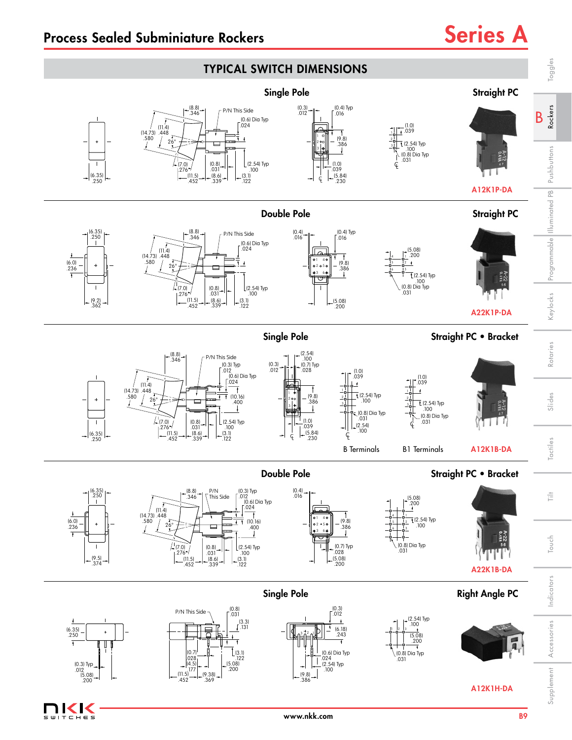# Process Sealed Subminiature Rockers

# Series A

## TYPICAL SWITCH DIMENSIONS

### Single Pole — Straight PC

(8.8) .346 P/N This Side (0.6) Dia Typ .024 (14.73) .580 (11.4) .448 26° (7.0) .276 (0.8) .031 (2.54) Typ .100 (11.5) .452 (8.6) .339 (3.1) .122 (6.35) .250

(0.3) .012 (0.4) Typ .016 (9.8) .386 (1.0) .039 (5.84) .230

(1.0) .039 (2.54) Typ .100 (0.8) Dia Typ .031

A12K1P-DA

### Double Pole — Straight PC

(6.35) .250 (6.0) .236 (9.2) .362

(8.8) .346 P/N This Side (0.6) Dia Typ .024 (14.73) .580 (11.4) .448 26° (7.0) .276 (0.8) .031 (2.54) Typ .100 (11.5) .452 (8.6) .339 (3.1) .122

(0.4) .016 (0.4) Typ .016 (9.8) .386 (5.08) .200

(5.08) .200 (2.54) Typ .100 (0.8) Dia Typ .031

A22K1P-DA

### Single Pole — Straight PC • Bracket

(8.8) .346 P/N This Side (0.3) Typ .012 (0.6) Dia Typ .024 (14.73) .580 (11.4) .448 26° (10.16) .400 (7.0) .276 (0.8) .031 (2.54) Typ .100 (11.5) .452 (8.6) .339 (3.1) .122 (6.35) .250

(0.3) .012 (2.54) .100 (0.7) Typ .028 (9.8) .386 (1.0) .039 (5.84) .230

(1.0) .039 (2.54) Typ .100 (0.8) Dia Typ .031 (2.54) .100

B Terminals

(1.0) .039 (2.54) Typ .100 (0.8) Dia Typ .031

B1 Terminals

A12K1B-DA

### Double Pole — Straight PC • Bracket

(6.35) .250 (6.0) .236 (9.5) .374

(8.8) .346 P/N This Side (0.3) Typ .012 (0.6) Dia Typ .024 (14.73) .580 (11.4) .448 26° (10.16) .400 (7.0) .276 (0.8) .031 (2.54) Typ .100 (11.5) .452 (8.6) .339 (3.1) .122

(0.4) .016 (9.8) .386 (0.7) Typ .028 (5.08) .200

(5.08) .200 (2.54) Typ .100 (0.8) Dia Typ .031

A22K1B-DA

### Single Pole — Right Angle PC

(6.35) .250 (0.3) Typ .012 (5.08) .200

P/N This Side (0.8) .031 (3.3) .131 (0.7) .028 (4.5) .177 (3.1) .122 (5.08) .200 (11.5) .452 (9.38) .369

(0.3) .012 (6.18) .243 (0.6) Dia Typ .024 (2.54) Typ .100 (9.8) .386

(2.54) Typ .100 (5.08) .200 (0.8) Dia Typ .031

A12K1H-DA

www.nkk.com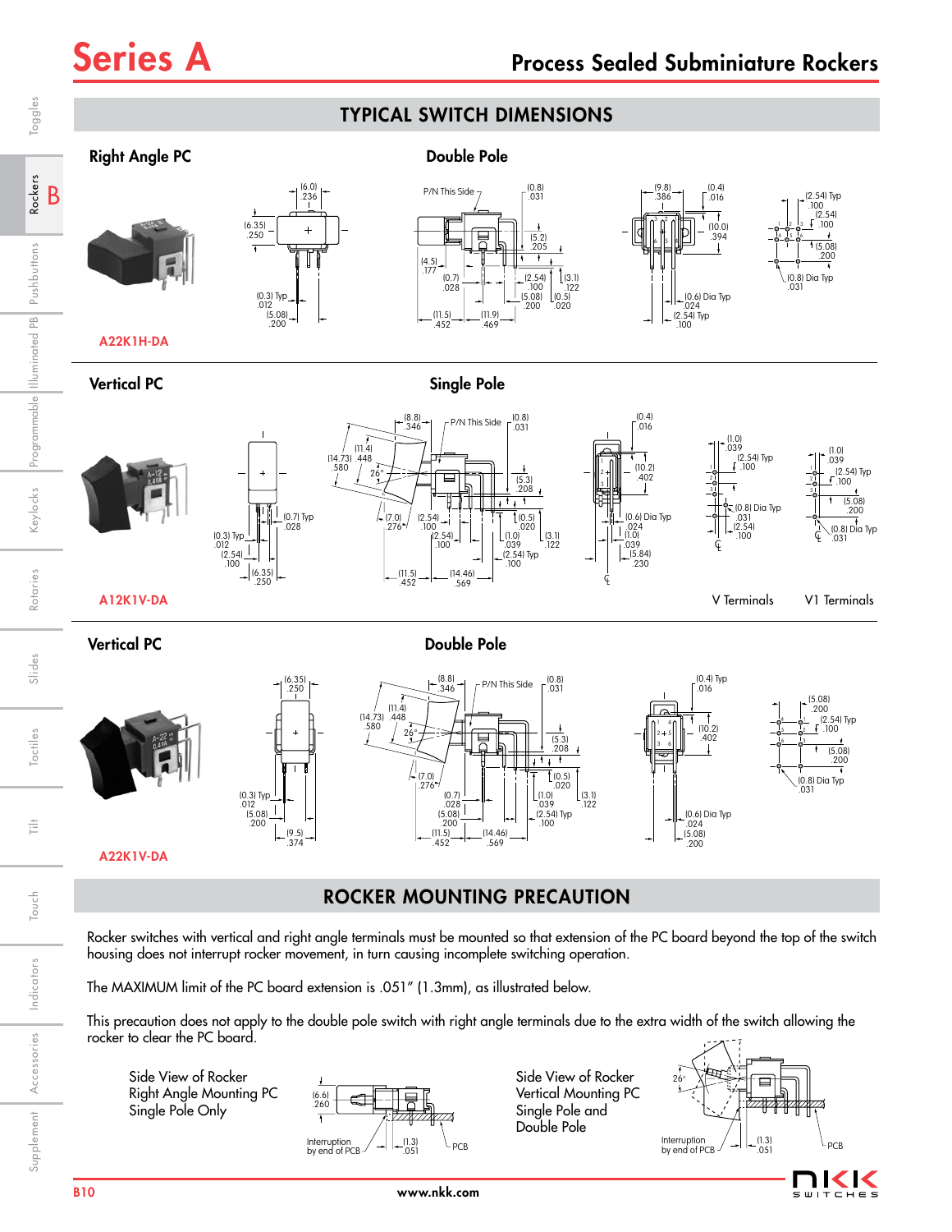# Series A

## Process Sealed Subminiature Rockers

## TYPICAL SWITCH DIMENSIONS

### Right Angle PC — Double Pole

A22K1H-DA

(6.0) .236
(6.35) .250
(0.3) Typ .012
(5.08) .200

P/N This Side
(0.8) .031
(4.5) .177
(5.2) .205
(0.7) .028
(2.54) .100
(3.1) .122
(5.08) .200
(0.5) .020
(11.5) .452
(11.9) .469

(9.8) .386
(0.4) .016
(10.0) .394
(0.6) Dia Typ .024
(2.54) Typ .100

(2.54) Typ .100
(2.54) .100
(5.08) .200
(0.8) Dia Typ .031

### Vertical PC — Single Pole

A12K1V-DA

(0.3) Typ .012
(0.7) Typ .028
(2.54) .100
(6.35) .250

(8.8) .346
P/N This Side
(0.8) .031
(11.4) .448
(14.73) .580
26°
(5.3) .208
(7.0) .276
(2.54) .100
(0.5) .020
(2.54) .100
(1.0) .039
(3.1) .122
(2.54) Typ .100
(11.5) .452
(14.46) .569

(0.4) .016
(10.2) .402
(0.6) Dia Typ .024
(1.0) .039
(5.84) .230

(1.0) .039
(2.54) Typ .100
(0.8) Dia Typ .031
(2.54) .100

(1.0) .039
(2.54) Typ .100
(5.08) .200
(0.8) Dia Typ .031

V Terminals

V1 Terminals

### Vertical PC — Double Pole

A22K1V-DA

(6.35) .250
(0.3) Typ .012
(5.08) .200
(9.5) .374

(8.8) .346
P/N This Side
(0.8) .031
(11.4) .448
(14.73) .580
26°
(5.3) .208
(7.0) .276
(0.5) .020
(0.7) .028
(1.0) .039
(3.1) .122
(5.08) .200
(2.54) Typ .100
(11.5) .452
(14.46) .569

(0.4) Typ .016
(10.2) .402
(0.6) Dia Typ .024
(5.08) .200

(5.08) .200
(2.54) Typ .100
(5.08) .200
(0.8) Dia Typ .031

## ROCKER MOUNTING PRECAUTION

Rocker switches with vertical and right angle terminals must be mounted so that extension of the PC board beyond the top of the switch housing does not interrupt rocker movement, in turn causing incomplete switching operation.

The MAXIMUM limit of the PC board extension is .051" (1.3mm), as illustrated below.

This precaution does not apply to the double pole switch with right angle terminals due to the extra width of the switch allowing the rocker to clear the PC board.

Side View of Rocker
Right Angle Mounting PC
Single Pole Only

(6.6) .260
Interruption by end of PCB
(1.3) .051
PCB

Side View of Rocker
Vertical Mounting PC
Single Pole and Double Pole

26°
Interruption by end of PCB
(1.3) .051
PCB